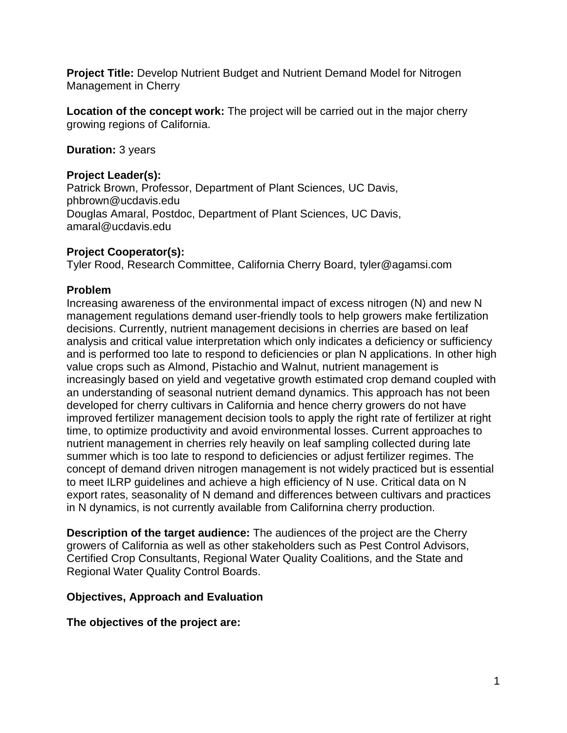**Project Title:** Develop Nutrient Budget and Nutrient Demand Model for Nitrogen Management in Cherry

**Location of the concept work:** The project will be carried out in the major cherry growing regions of California.

**Duration:** 3 years

**Project Leader(s):**
Patrick Brown, Professor, Department of Plant Sciences, UC Davis, phbrown@ucdavis.edu
Douglas Amaral, Postdoc, Department of Plant Sciences, UC Davis, amaral@ucdavis.edu

**Project Cooperator(s):**
Tyler Rood, Research Committee, California Cherry Board, tyler@agamsi.com

**Problem**
Increasing awareness of the environmental impact of excess nitrogen (N) and new N management regulations demand user-friendly tools to help growers make fertilization decisions. Currently, nutrient management decisions in cherries are based on leaf analysis and critical value interpretation which only indicates a deficiency or sufficiency and is performed too late to respond to deficiencies or plan N applications. In other high value crops such as Almond, Pistachio and Walnut, nutrient management is increasingly based on yield and vegetative growth estimated crop demand coupled with an understanding of seasonal nutrient demand dynamics. This approach has not been developed for cherry cultivars in California and hence cherry growers do not have improved fertilizer management decision tools to apply the right rate of fertilizer at right time, to optimize productivity and avoid environmental losses. Current approaches to nutrient management in cherries rely heavily on leaf sampling collected during late summer which is too late to respond to deficiencies or adjust fertilizer regimes. The concept of demand driven nitrogen management is not widely practiced but is essential to meet ILRP guidelines and achieve a high efficiency of N use. Critical data on N export rates, seasonality of N demand and differences between cultivars and practices in N dynamics, is not currently available from Californina cherry production.

**Description of the target audience:** The audiences of the project are the Cherry growers of California as well as other stakeholders such as Pest Control Advisors, Certified Crop Consultants, Regional Water Quality Coalitions, and the State and Regional Water Quality Control Boards.

**Objectives, Approach and Evaluation**

**The objectives of the project are:**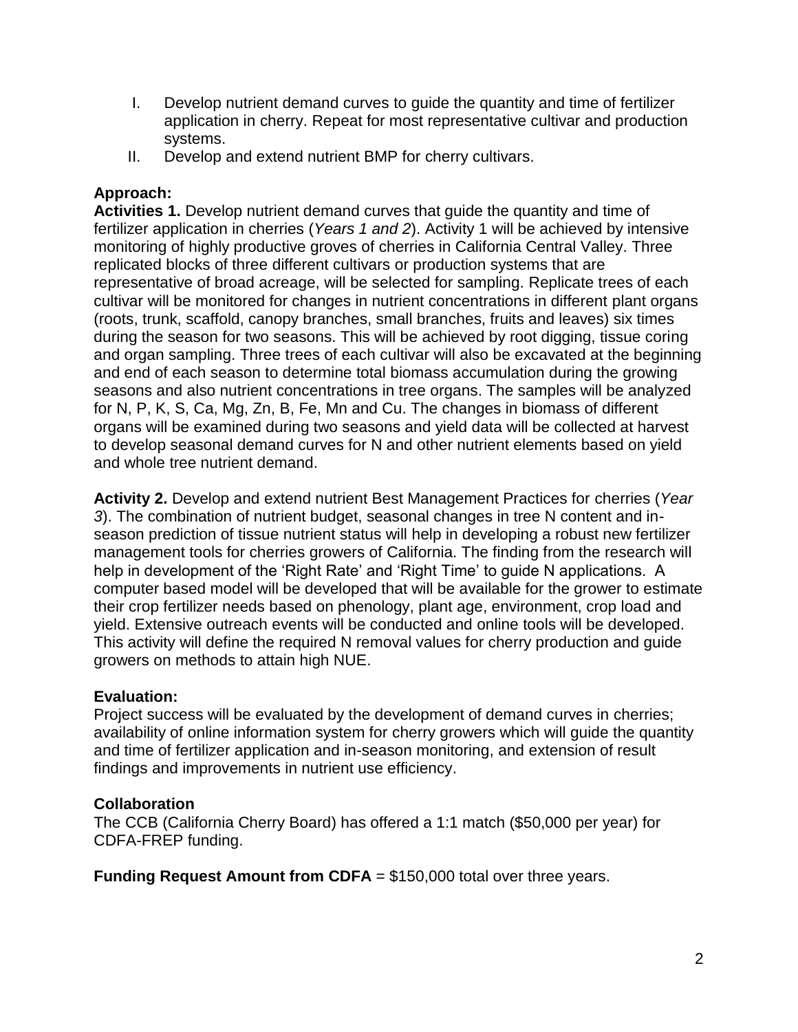I. Develop nutrient demand curves to guide the quantity and time of fertilizer application in cherry. Repeat for most representative cultivar and production systems.
II. Develop and extend nutrient BMP for cherry cultivars.

**Approach:**

**Activities 1.** Develop nutrient demand curves that guide the quantity and time of fertilizer application in cherries (*Years 1 and 2*). Activity 1 will be achieved by intensive monitoring of highly productive groves of cherries in California Central Valley. Three replicated blocks of three different cultivars or production systems that are representative of broad acreage, will be selected for sampling. Replicate trees of each cultivar will be monitored for changes in nutrient concentrations in different plant organs (roots, trunk, scaffold, canopy branches, small branches, fruits and leaves) six times during the season for two seasons. This will be achieved by root digging, tissue coring and organ sampling. Three trees of each cultivar will also be excavated at the beginning and end of each season to determine total biomass accumulation during the growing seasons and also nutrient concentrations in tree organs. The samples will be analyzed for N, P, K, S, Ca, Mg, Zn, B, Fe, Mn and Cu. The changes in biomass of different organs will be examined during two seasons and yield data will be collected at harvest to develop seasonal demand curves for N and other nutrient elements based on yield and whole tree nutrient demand.

**Activity 2.** Develop and extend nutrient Best Management Practices for cherries (*Year 3*). The combination of nutrient budget, seasonal changes in tree N content and in-season prediction of tissue nutrient status will help in developing a robust new fertilizer management tools for cherries growers of California. The finding from the research will help in development of the 'Right Rate' and 'Right Time' to guide N applications. A computer based model will be developed that will be available for the grower to estimate their crop fertilizer needs based on phenology, plant age, environment, crop load and yield. Extensive outreach events will be conducted and online tools will be developed. This activity will define the required N removal values for cherry production and guide growers on methods to attain high NUE.

**Evaluation:**

Project success will be evaluated by the development of demand curves in cherries; availability of online information system for cherry growers which will guide the quantity and time of fertilizer application and in-season monitoring, and extension of result findings and improvements in nutrient use efficiency.

**Collaboration**

The CCB (California Cherry Board) has offered a 1:1 match ($50,000 per year) for CDFA-FREP funding.

**Funding Request Amount from CDFA** = $150,000 total over three years.